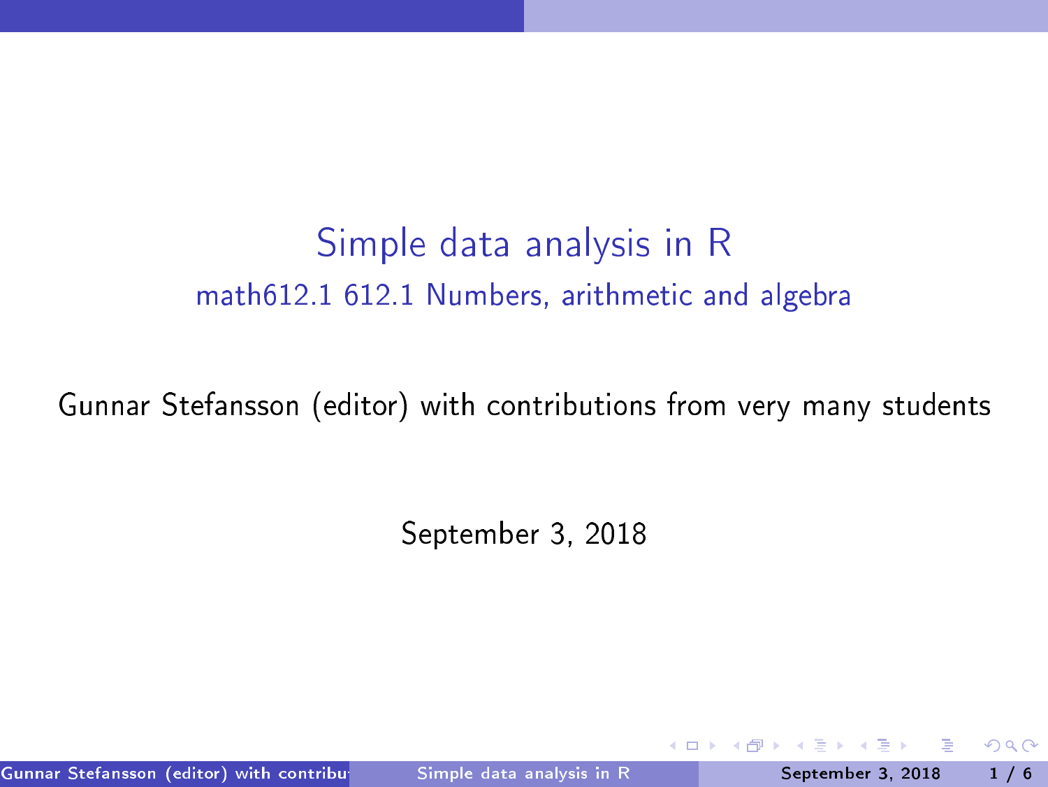# Simple data analysis in R

## math612.1 612.1 Numbers, arithmetic and algebra

Gunnar Stefansson (editor) with contributions from very many students

September 3, 2018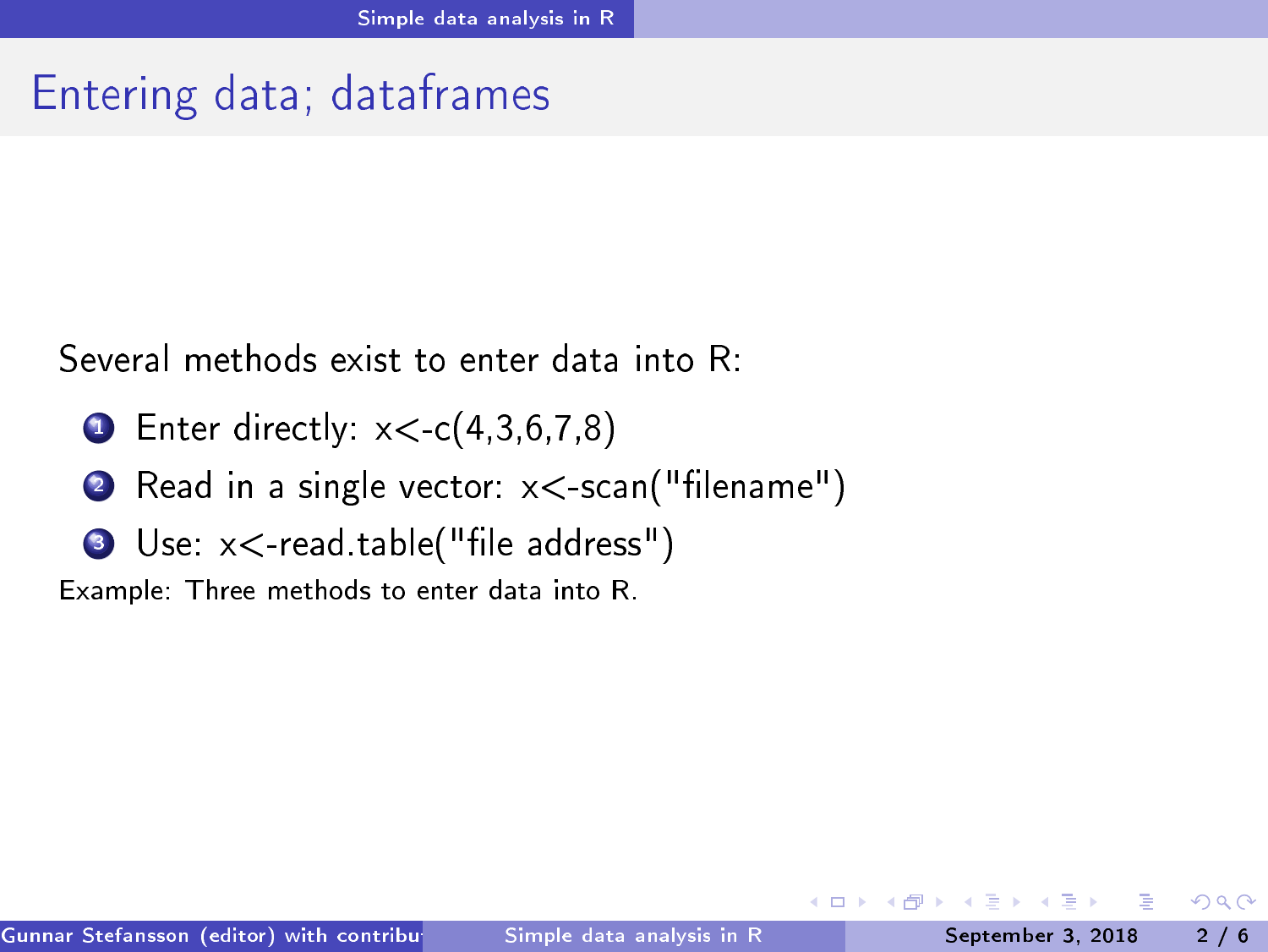# Entering data; dataframes

Several methods exist to enter data into R:

1. Enter directly: x<-c(4,3,6,7,8)
2. Read in a single vector: x<-scan("filename")
3. Use: x<-read.table("file address")

Example: Three methods to enter data into R.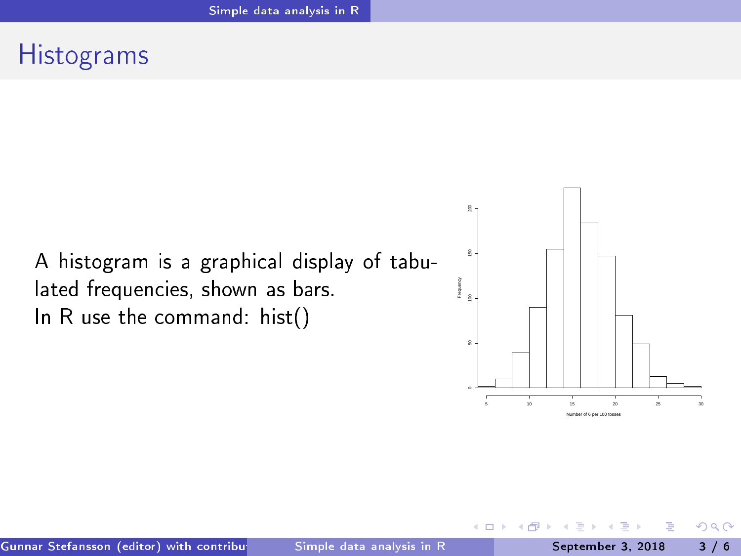# Histograms

A histogram is a graphical display of tabulated frequencies, shown as bars.
In R use the command: hist()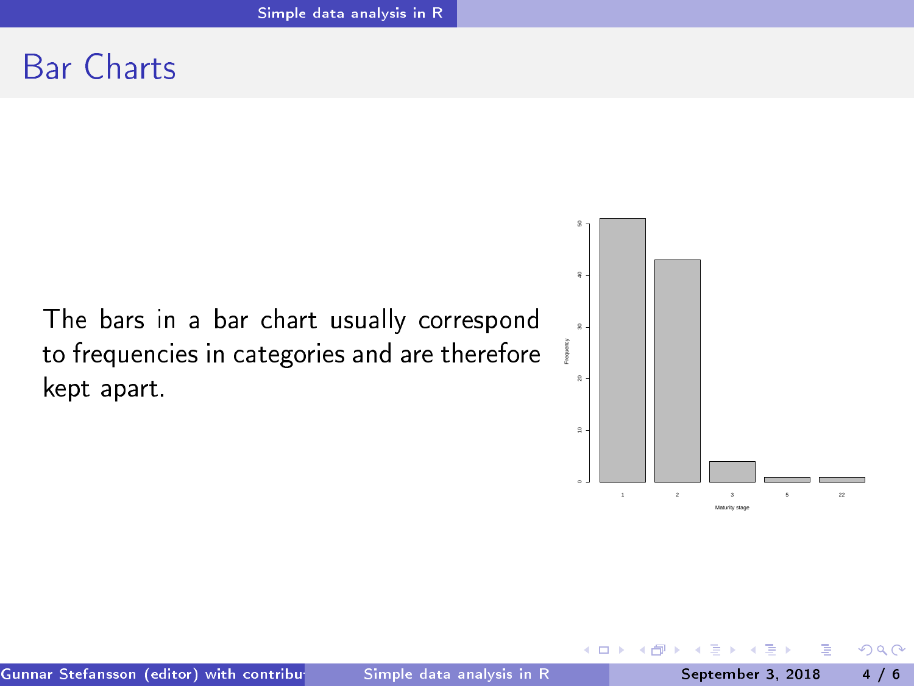# Bar Charts

The bars in a bar chart usually correspond to frequencies in categories and are therefore kept apart.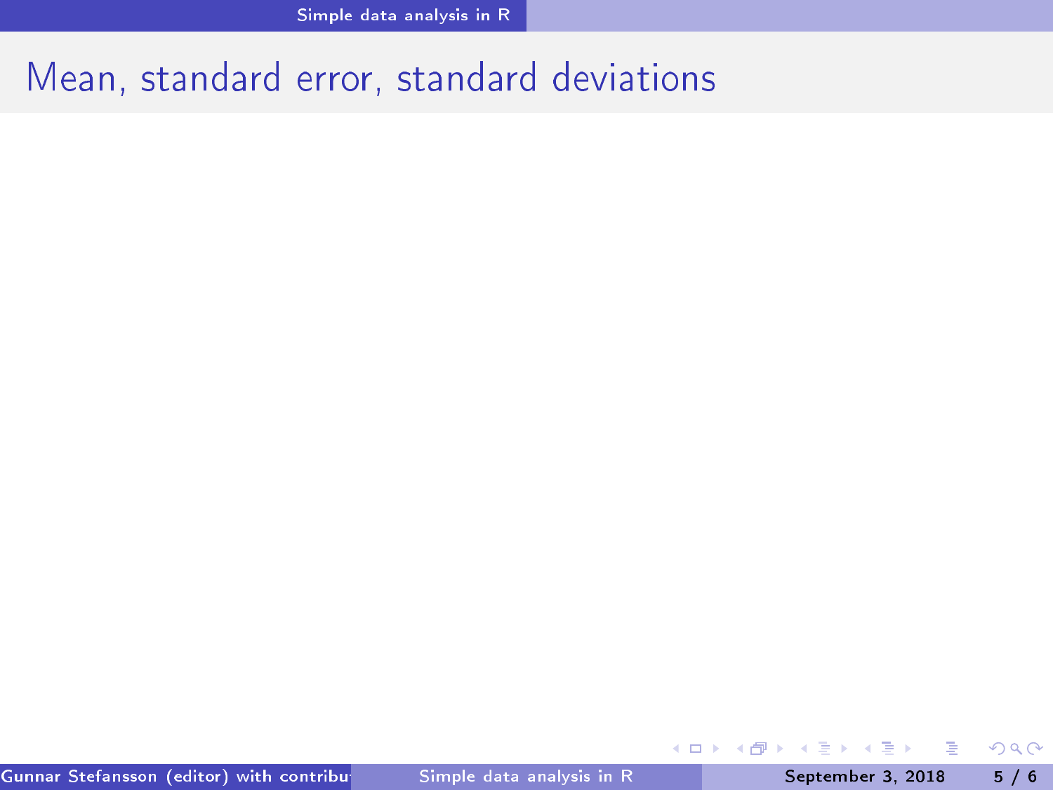# Mean, standard error, standard deviations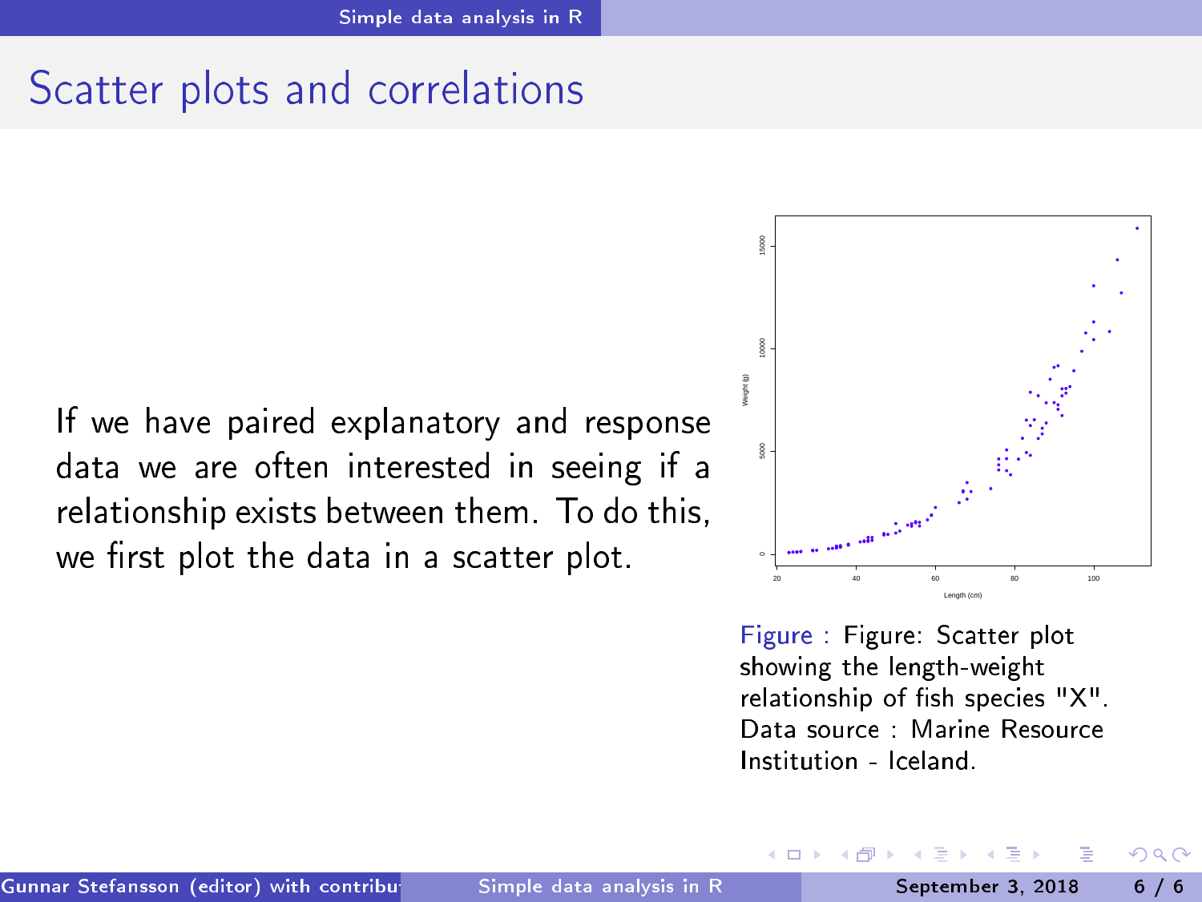## Scatter plots and correlations

If we have paired explanatory and response data we are often interested in seeing if a relationship exists between them. To do this, we first plot the data in a scatter plot.

15000
10000
5000
0
Weight (g)
20
40
60
80
100
Length (cm)

Figure : Figure: Scatter plot showing the length-weight relationship of fish species "X". Data source : Marine Resource Institution - Iceland.